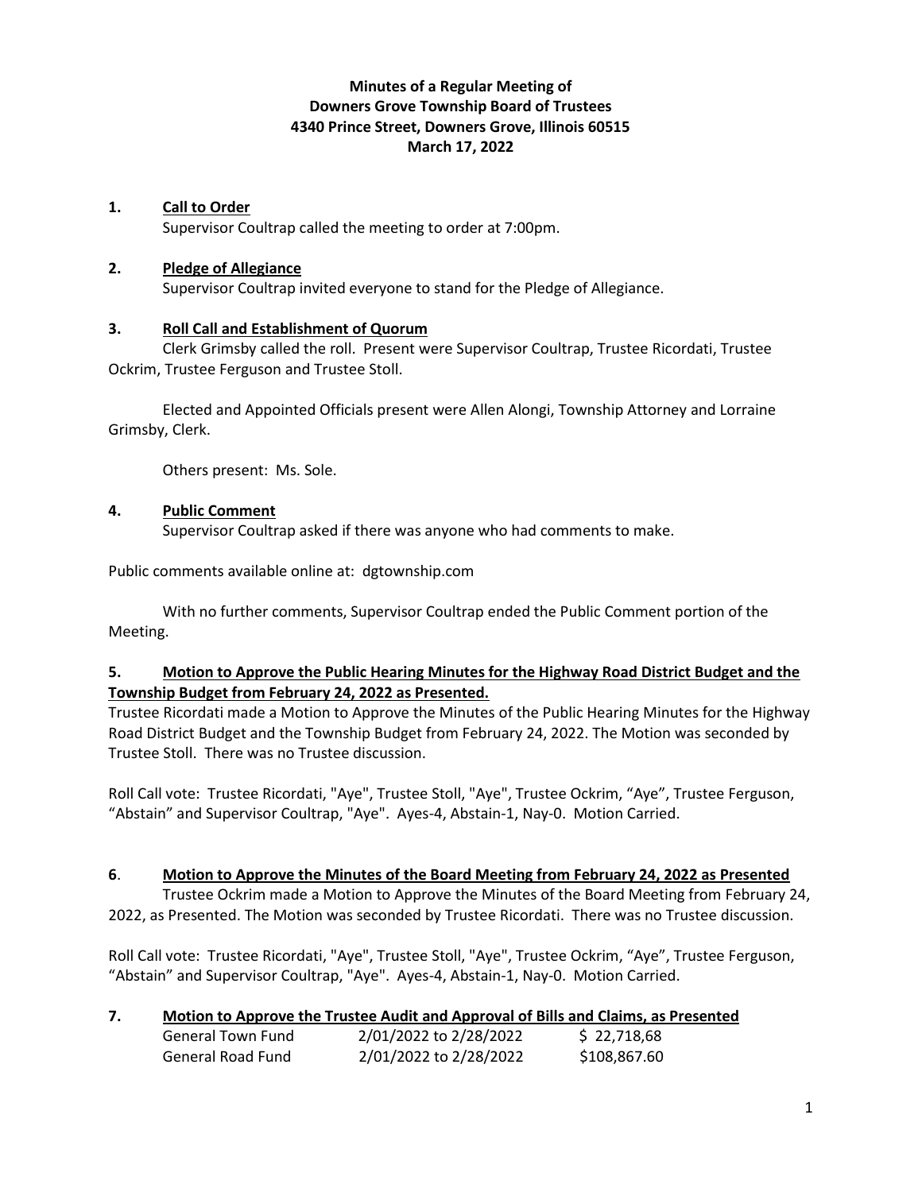**Minutes of a Regular Meeting of**
**Downers Grove Township Board of Trustees**
**4340 Prince Street, Downers Grove, Illinois 60515**
**March 17, 2022**

**1. Call to Order**

Supervisor Coultrap called the meeting to order at 7:00pm.

**2. Pledge of Allegiance**

Supervisor Coultrap invited everyone to stand for the Pledge of Allegiance.

**3. Roll Call and Establishment of Quorum**

Clerk Grimsby called the roll. Present were Supervisor Coultrap, Trustee Ricordati, Trustee Ockrim, Trustee Ferguson and Trustee Stoll.

Elected and Appointed Officials present were Allen Alongi, Township Attorney and Lorraine Grimsby, Clerk.

Others present: Ms. Sole.

**4. Public Comment**

Supervisor Coultrap asked if there was anyone who had comments to make.

Public comments available online at: dgtownship.com

With no further comments, Supervisor Coultrap ended the Public Comment portion of the Meeting.

**5. Motion to Approve the Public Hearing Minutes for the Highway Road District Budget and the Township Budget from February 24, 2022 as Presented.**

Trustee Ricordati made a Motion to Approve the Minutes of the Public Hearing Minutes for the Highway Road District Budget and the Township Budget from February 24, 2022. The Motion was seconded by Trustee Stoll. There was no Trustee discussion.

Roll Call vote: Trustee Ricordati, "Aye", Trustee Stoll, "Aye", Trustee Ockrim, "Aye", Trustee Ferguson, "Abstain" and Supervisor Coultrap, "Aye". Ayes-4, Abstain-1, Nay-0. Motion Carried.

**6. Motion to Approve the Minutes of the Board Meeting from February 24, 2022 as Presented**

Trustee Ockrim made a Motion to Approve the Minutes of the Board Meeting from February 24, 2022, as Presented. The Motion was seconded by Trustee Ricordati. There was no Trustee discussion.

Roll Call vote: Trustee Ricordati, "Aye", Trustee Stoll, "Aye", Trustee Ockrim, "Aye", Trustee Ferguson, "Abstain" and Supervisor Coultrap, "Aye". Ayes-4, Abstain-1, Nay-0. Motion Carried.

**7. Motion to Approve the Trustee Audit and Approval of Bills and Claims, as Presented**

| | | |
|---|---|---|
| General Town Fund | 2/01/2022 to 2/28/2022 | $ 22,718,68 |
| General Road Fund | 2/01/2022 to 2/28/2022 | $108,867.60 |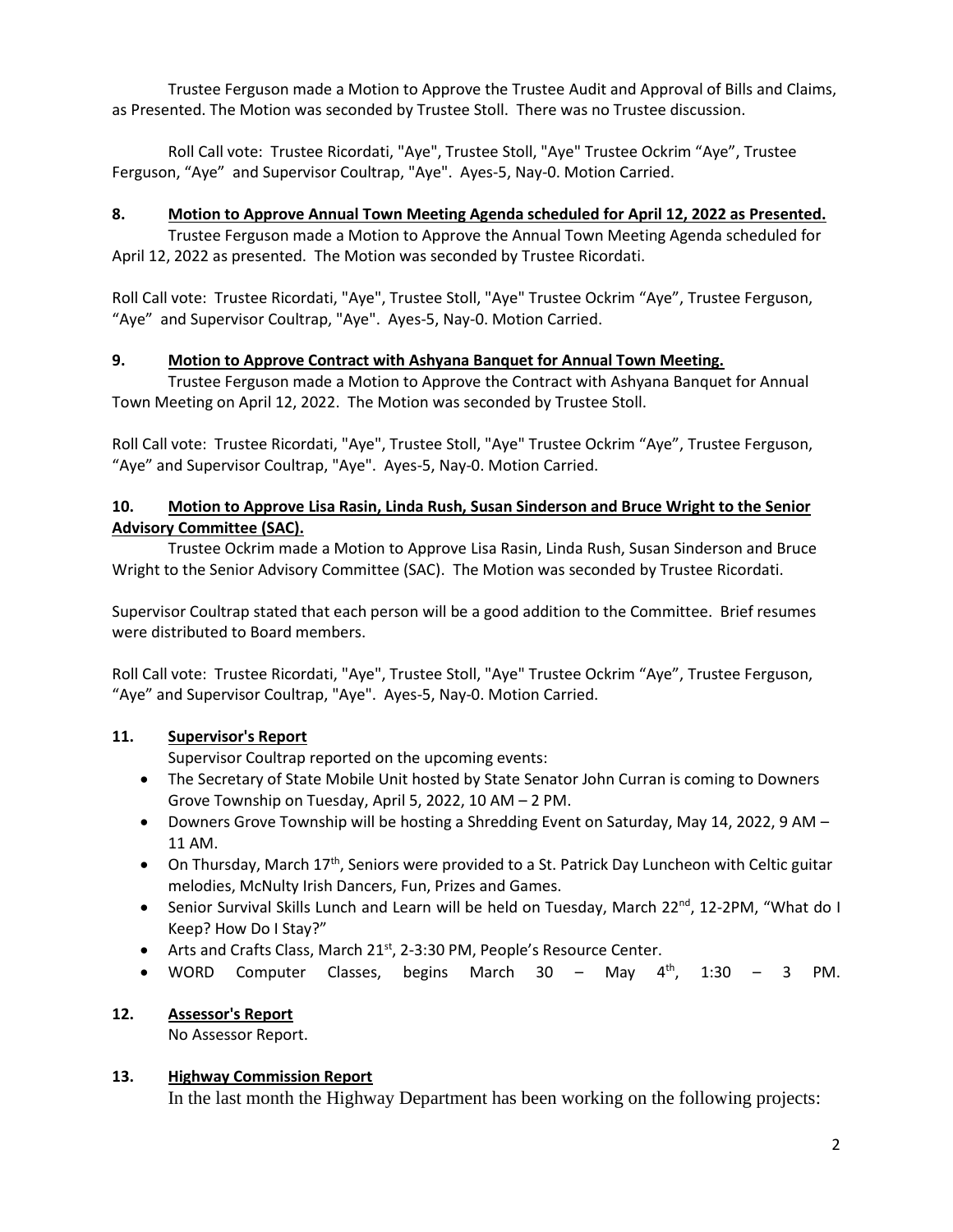Trustee Ferguson made a Motion to Approve the Trustee Audit and Approval of Bills and Claims, as Presented. The Motion was seconded by Trustee Stoll. There was no Trustee discussion.

Roll Call vote: Trustee Ricordati, "Aye", Trustee Stoll, "Aye" Trustee Ockrim "Aye", Trustee Ferguson, "Aye" and Supervisor Coultrap, "Aye". Ayes-5, Nay-0. Motion Carried.

**8. Motion to Approve Annual Town Meeting Agenda scheduled for April 12, 2022 as Presented.**

Trustee Ferguson made a Motion to Approve the Annual Town Meeting Agenda scheduled for April 12, 2022 as presented. The Motion was seconded by Trustee Ricordati.

Roll Call vote: Trustee Ricordati, "Aye", Trustee Stoll, "Aye" Trustee Ockrim "Aye", Trustee Ferguson, "Aye" and Supervisor Coultrap, "Aye". Ayes-5, Nay-0. Motion Carried.

**9. Motion to Approve Contract with Ashyana Banquet for Annual Town Meeting.**

Trustee Ferguson made a Motion to Approve the Contract with Ashyana Banquet for Annual Town Meeting on April 12, 2022. The Motion was seconded by Trustee Stoll.

Roll Call vote: Trustee Ricordati, "Aye", Trustee Stoll, "Aye" Trustee Ockrim "Aye", Trustee Ferguson, "Aye" and Supervisor Coultrap, "Aye". Ayes-5, Nay-0. Motion Carried.

**10. Motion to Approve Lisa Rasin, Linda Rush, Susan Sinderson and Bruce Wright to the Senior Advisory Committee (SAC).**

Trustee Ockrim made a Motion to Approve Lisa Rasin, Linda Rush, Susan Sinderson and Bruce Wright to the Senior Advisory Committee (SAC). The Motion was seconded by Trustee Ricordati.

Supervisor Coultrap stated that each person will be a good addition to the Committee. Brief resumes were distributed to Board members.

Roll Call vote: Trustee Ricordati, "Aye", Trustee Stoll, "Aye" Trustee Ockrim "Aye", Trustee Ferguson, "Aye" and Supervisor Coultrap, "Aye". Ayes-5, Nay-0. Motion Carried.

**11. Supervisor's Report**

Supervisor Coultrap reported on the upcoming events:

- The Secretary of State Mobile Unit hosted by State Senator John Curran is coming to Downers Grove Township on Tuesday, April 5, 2022, 10 AM – 2 PM.
- Downers Grove Township will be hosting a Shredding Event on Saturday, May 14, 2022, 9 AM – 11 AM.
- On Thursday, March 17th, Seniors were provided to a St. Patrick Day Luncheon with Celtic guitar melodies, McNulty Irish Dancers, Fun, Prizes and Games.
- Senior Survival Skills Lunch and Learn will be held on Tuesday, March 22nd, 12-2PM, "What do I Keep? How Do I Stay?"
- Arts and Crafts Class, March 21st, 2-3:30 PM, People's Resource Center.
- WORD Computer Classes, begins March 30 – May 4th, 1:30 – 3 PM.

**12. Assessor's Report**

No Assessor Report.

**13. Highway Commission Report**

In the last month the Highway Department has been working on the following projects: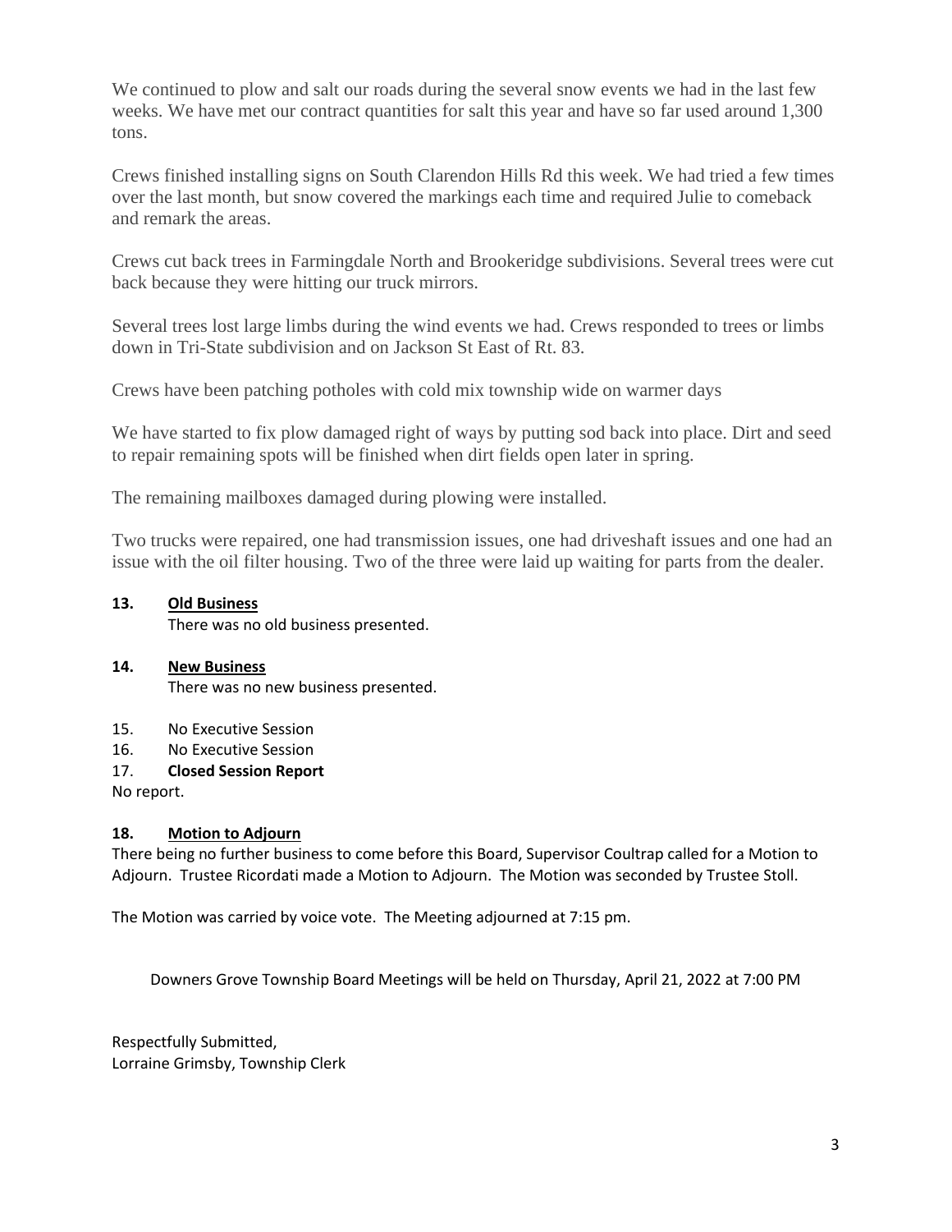We continued to plow and salt our roads during the several snow events we had in the last few weeks. We have met our contract quantities for salt this year and have so far used around 1,300 tons.

Crews finished installing signs on South Clarendon Hills Rd this week. We had tried a few times over the last month, but snow covered the markings each time and required Julie to comeback and remark the areas.

Crews cut back trees in Farmingdale North and Brookeridge subdivisions. Several trees were cut back because they were hitting our truck mirrors.

Several trees lost large limbs during the wind events we had. Crews responded to trees or limbs down in Tri-State subdivision and on Jackson St East of Rt. 83.

Crews have been patching potholes with cold mix township wide on warmer days

We have started to fix plow damaged right of ways by putting sod back into place. Dirt and seed to repair remaining spots will be finished when dirt fields open later in spring.

The remaining mailboxes damaged during plowing were installed.

Two trucks were repaired, one had transmission issues, one had driveshaft issues and one had an issue with the oil filter housing. Two of the three were laid up waiting for parts from the dealer.

**13. Old Business**

There was no old business presented.

**14. New Business**

There was no new business presented.

15. No Executive Session

16. No Executive Session

17. **Closed Session Report**

No report.

**18. Motion to Adjourn**

There being no further business to come before this Board, Supervisor Coultrap called for a Motion to Adjourn. Trustee Ricordati made a Motion to Adjourn. The Motion was seconded by Trustee Stoll.

The Motion was carried by voice vote. The Meeting adjourned at 7:15 pm.

Downers Grove Township Board Meetings will be held on Thursday, April 21, 2022 at 7:00 PM

Respectfully Submitted,
Lorraine Grimsby, Township Clerk